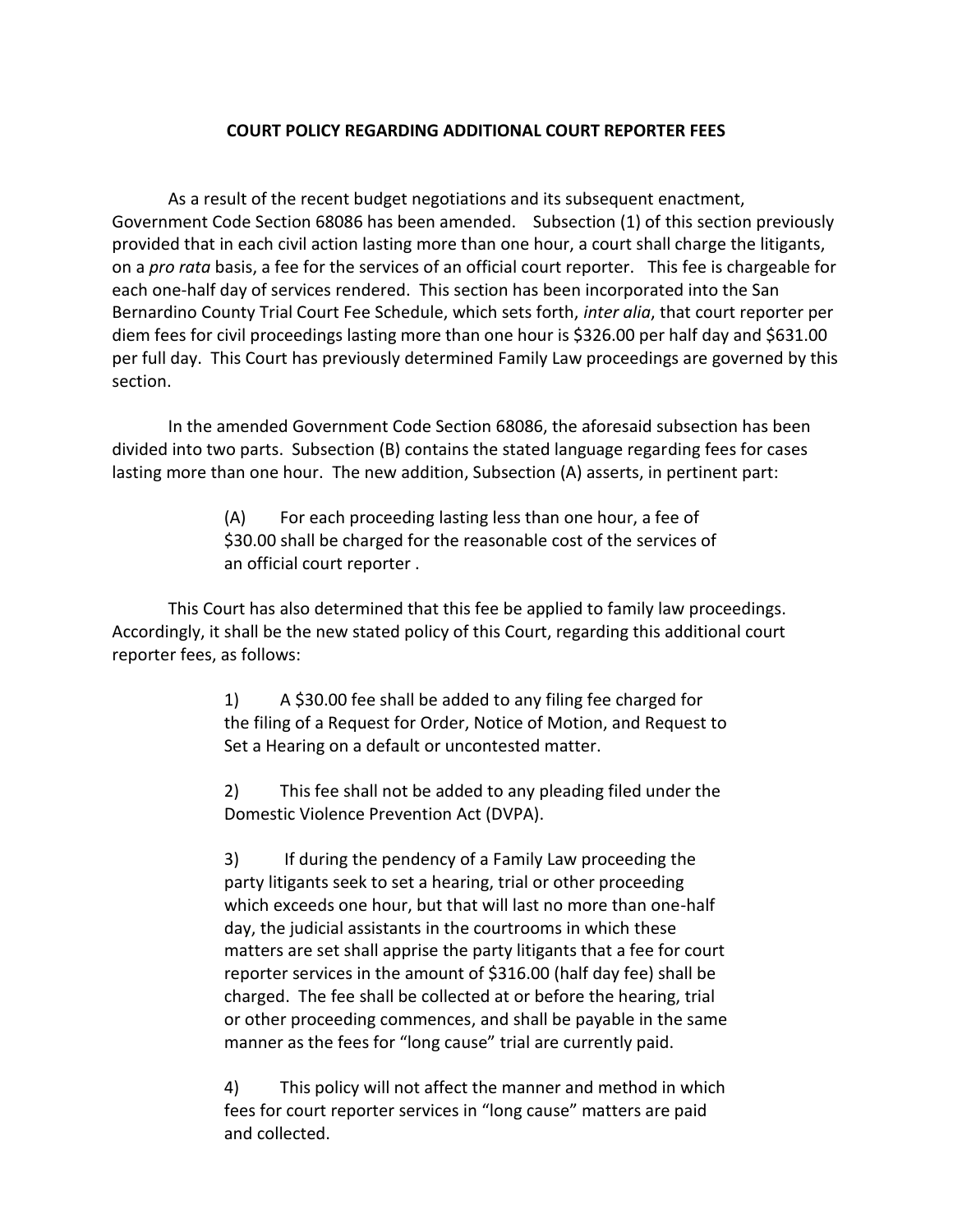# COURT POLICY REGARDING ADDITIONAL COURT REPORTER FEES

As a result of the recent budget negotiations and its subsequent enactment, Government Code Section 68086 has been amended. Subsection (1) of this section previously provided that in each civil action lasting more than one hour, a court shall charge the litigants, on a *pro rata* basis, a fee for the services of an official court reporter. This fee is chargeable for each one-half day of services rendered. This section has been incorporated into the San Bernardino County Trial Court Fee Schedule, which sets forth, *inter alia*, that court reporter per diem fees for civil proceedings lasting more than one hour is $326.00 per half day and $631.00 per full day. This Court has previously determined Family Law proceedings are governed by this section.

In the amended Government Code Section 68086, the aforesaid subsection has been divided into two parts. Subsection (B) contains the stated language regarding fees for cases lasting more than one hour. The new addition, Subsection (A) asserts, in pertinent part:

> (A) For each proceeding lasting less than one hour, a fee of $30.00 shall be charged for the reasonable cost of the services of an official court reporter .

This Court has also determined that this fee be applied to family law proceedings. Accordingly, it shall be the new stated policy of this Court, regarding this additional court reporter fees, as follows:

> 1) A $30.00 fee shall be added to any filing fee charged for the filing of a Request for Order, Notice of Motion, and Request to Set a Hearing on a default or uncontested matter.
>
> 2) This fee shall not be added to any pleading filed under the Domestic Violence Prevention Act (DVPA).
>
> 3) If during the pendency of a Family Law proceeding the party litigants seek to set a hearing, trial or other proceeding which exceeds one hour, but that will last no more than one-half day, the judicial assistants in the courtrooms in which these matters are set shall apprise the party litigants that a fee for court reporter services in the amount of $316.00 (half day fee) shall be charged. The fee shall be collected at or before the hearing, trial or other proceeding commences, and shall be payable in the same manner as the fees for "long cause" trial are currently paid.
>
> 4) This policy will not affect the manner and method in which fees for court reporter services in "long cause" matters are paid and collected.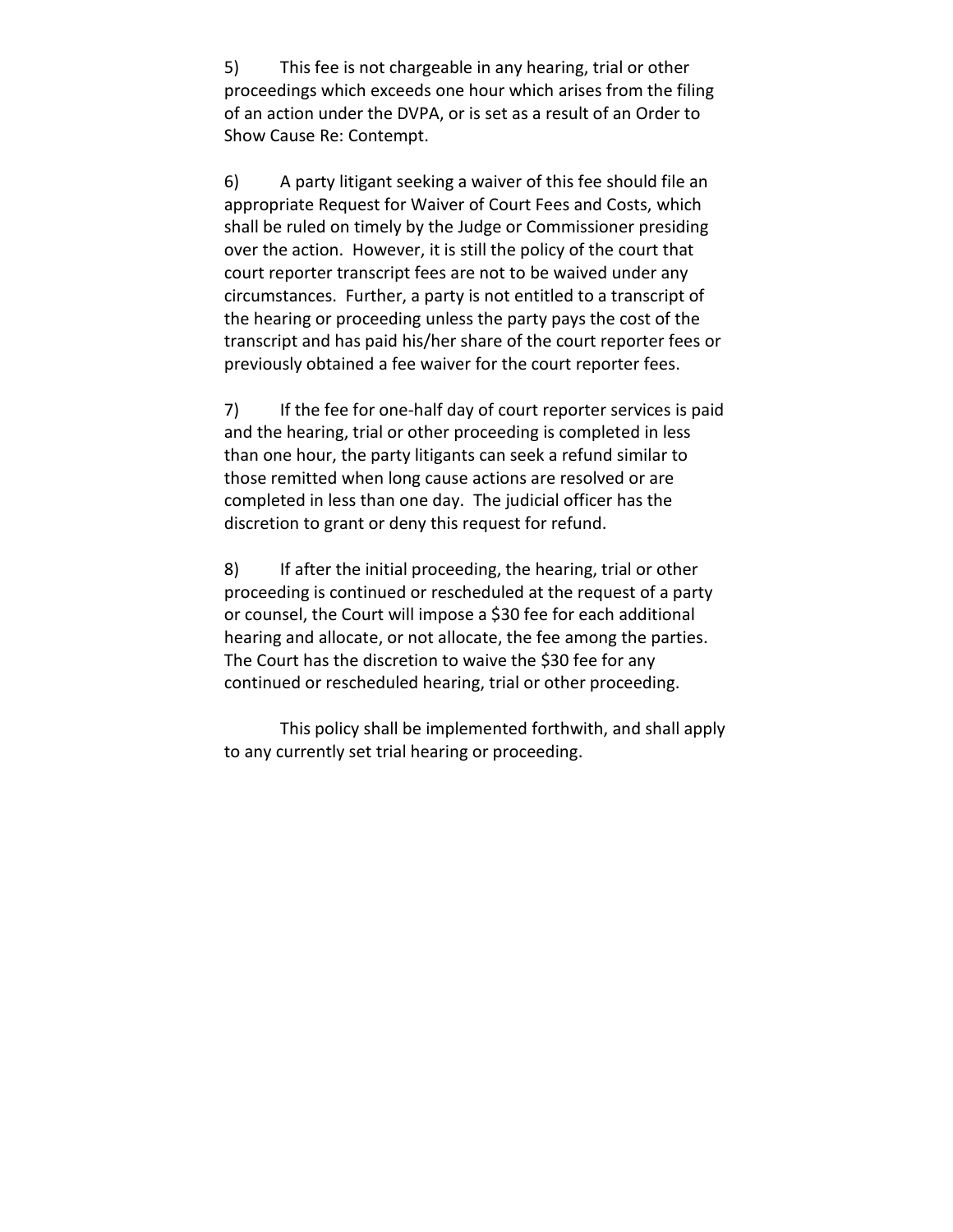5) This fee is not chargeable in any hearing, trial or other proceedings which exceeds one hour which arises from the filing of an action under the DVPA, or is set as a result of an Order to Show Cause Re: Contempt.

6) A party litigant seeking a waiver of this fee should file an appropriate Request for Waiver of Court Fees and Costs, which shall be ruled on timely by the Judge or Commissioner presiding over the action. However, it is still the policy of the court that court reporter transcript fees are not to be waived under any circumstances. Further, a party is not entitled to a transcript of the hearing or proceeding unless the party pays the cost of the transcript and has paid his/her share of the court reporter fees or previously obtained a fee waiver for the court reporter fees.

7) If the fee for one-half day of court reporter services is paid and the hearing, trial or other proceeding is completed in less than one hour, the party litigants can seek a refund similar to those remitted when long cause actions are resolved or are completed in less than one day. The judicial officer has the discretion to grant or deny this request for refund.

8) If after the initial proceeding, the hearing, trial or other proceeding is continued or rescheduled at the request of a party or counsel, the Court will impose a $30 fee for each additional hearing and allocate, or not allocate, the fee among the parties. The Court has the discretion to waive the $30 fee for any continued or rescheduled hearing, trial or other proceeding.

This policy shall be implemented forthwith, and shall apply to any currently set trial hearing or proceeding.